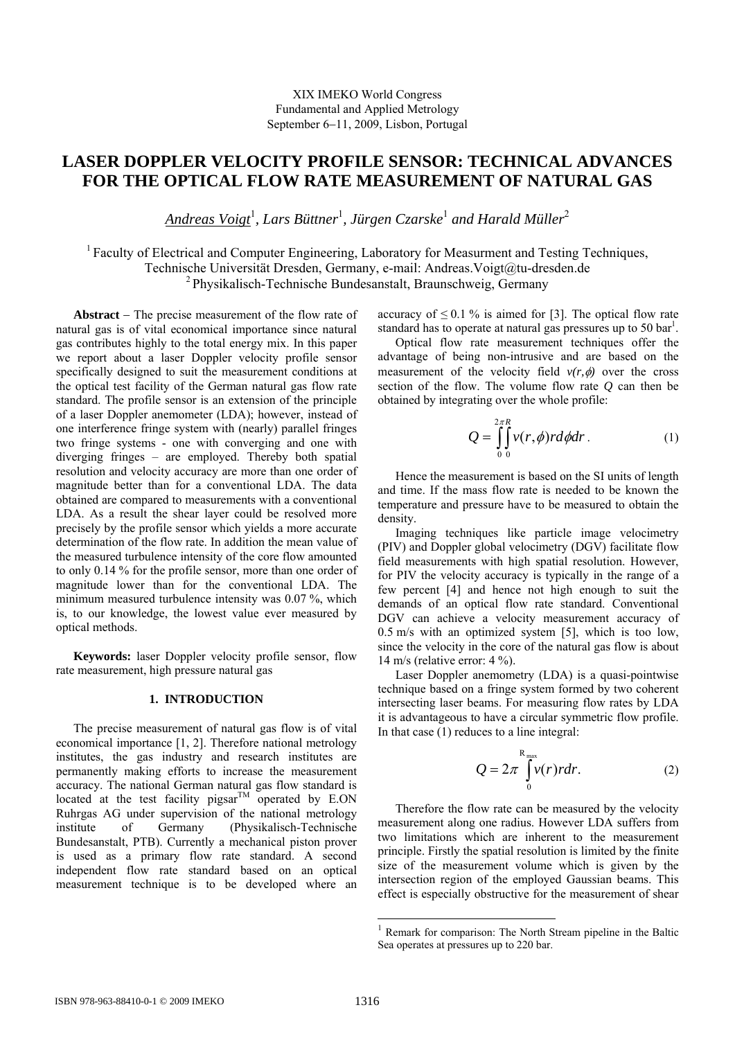XIX IMEKO World Congress
Fundamental and Applied Metrology
September 6–11, 2009, Lisbon, Portugal

# LASER DOPPLER VELOCITY PROFILE SENSOR: TECHNICAL ADVANCES FOR THE OPTICAL FLOW RATE MEASUREMENT OF NATURAL GAS

*Andreas Voigt*[1], *Lars Büttner*[1], *Jürgen Czarske*[1] *and Harald Müller*[2]

[1] Faculty of Electrical and Computer Engineering, Laboratory for Measurment and Testing Techniques, Technische Universität Dresden, Germany, e-mail: Andreas.Voigt@tu-dresden.de
[2] Physikalisch-Technische Bundesanstalt, Braunschweig, Germany

**Abstract** – The precise measurement of the flow rate of natural gas is of vital economical importance since natural gas contributes highly to the total energy mix. In this paper we report about a laser Doppler velocity profile sensor specifically designed to suit the measurement conditions at the optical test facility of the German natural gas flow rate standard. The profile sensor is an extension of the principle of a laser Doppler anemometer (LDA); however, instead of one interference fringe system with (nearly) parallel fringes two fringe systems - one with converging and one with diverging fringes – are employed. Thereby both spatial resolution and velocity accuracy are more than one order of magnitude better than for a conventional LDA. The data obtained are compared to measurements with a conventional LDA. As a result the shear layer could be resolved more precisely by the profile sensor which yields a more accurate determination of the flow rate. In addition the mean value of the measured turbulence intensity of the core flow amounted to only 0.14 % for the profile sensor, more than one order of magnitude lower than for the conventional LDA. The minimum measured turbulence intensity was 0.07 %, which is, to our knowledge, the lowest value ever measured by optical methods.

**Keywords:** laser Doppler velocity profile sensor, flow rate measurement, high pressure natural gas

## 1. INTRODUCTION

The precise measurement of natural gas flow is of vital economical importance [1, 2]. Therefore national metrology institutes, the gas industry and research institutes are permanently making efforts to increase the measurement accuracy. The national German natural gas flow standard is located at the test facility pigsar™ operated by E.ON Ruhrgas AG under supervision of the national metrology institute of Germany (Physikalisch-Technische Bundesanstalt, PTB). Currently a mechanical piston prover is used as a primary flow rate standard. A second independent flow rate standard based on an optical measurement technique is to be developed where an accuracy of ≤ 0.1 % is aimed for [3]. The optical flow rate standard has to operate at natural gas pressures up to 50 bar[1].

Optical flow rate measurement techniques offer the advantage of being non-intrusive and are based on the measurement of the velocity field $v(r,\phi)$ over the cross section of the flow. The volume flow rate $Q$ can then be obtained by integrating over the whole profile:

$$Q = \int_0^{2\pi}\int_0^{R} v(r,\phi) r d\phi dr . \tag{1}$$

Hence the measurement is based on the SI units of length and time. If the mass flow rate is needed to be known the temperature and pressure have to be measured to obtain the density.

Imaging techniques like particle image velocimetry (PIV) and Doppler global velocimetry (DGV) facilitate flow field measurements with high spatial resolution. However, for PIV the velocity accuracy is typically in the range of a few percent [4] and hence not high enough to suit the demands of an optical flow rate standard. Conventional DGV can achieve a velocity measurement accuracy of 0.5 m/s with an optimized system [5], which is too low, since the velocity in the core of the natural gas flow is about 14 m/s (relative error: 4 %).

Laser Doppler anemometry (LDA) is a quasi-pointwise technique based on a fringe system formed by two coherent intersecting laser beams. For measuring flow rates by LDA it is advantageous to have a circular symmetric flow profile. In that case (1) reduces to a line integral:

$$Q = 2\pi \int_0^{R_{max}} v(r) r dr. \tag{2}$$

Therefore the flow rate can be measured by the velocity measurement along one radius. However LDA suffers from two limitations which are inherent to the measurement principle. Firstly the spatial resolution is limited by the finite size of the measurement volume which is given by the intersection region of the employed Gaussian beams. This effect is especially obstructive for the measurement of shear

[1] Remark for comparison: The North Stream pipeline in the Baltic Sea operates at pressures up to 220 bar.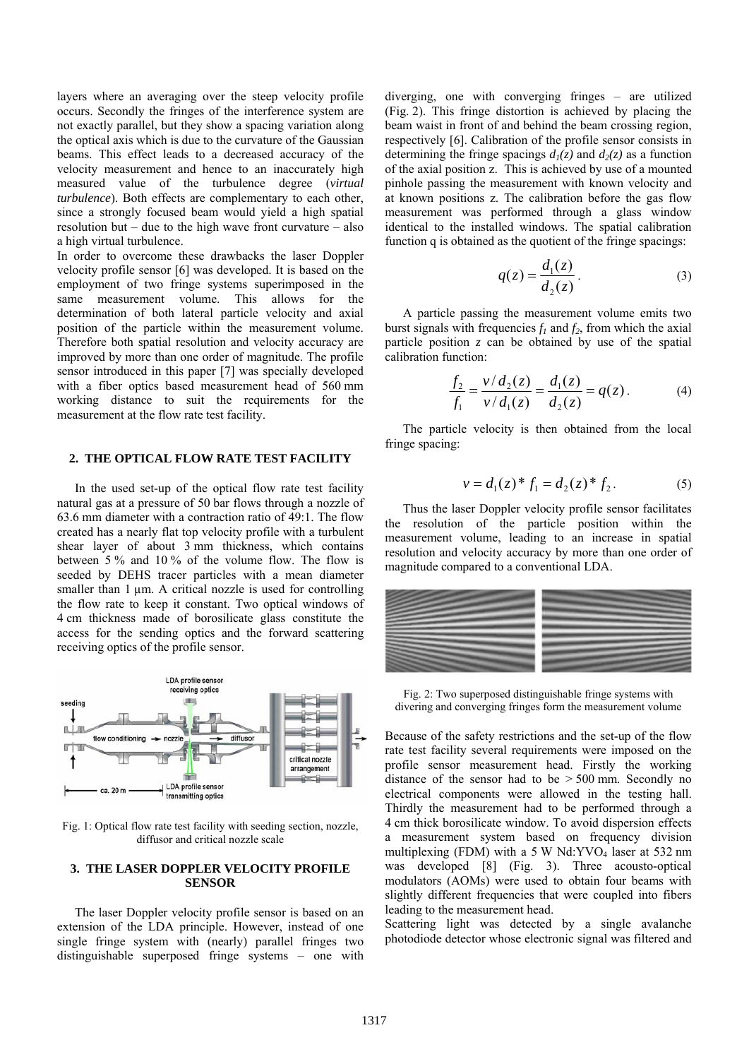layers where an averaging over the steep velocity profile occurs. Secondly the fringes of the interference system are not exactly parallel, but they show a spacing variation along the optical axis which is due to the curvature of the Gaussian beams. This effect leads to a decreased accuracy of the velocity measurement and hence to an inaccurately high measured value of the turbulence degree (*virtual turbulence*). Both effects are complementary to each other, since a strongly focused beam would yield a high spatial resolution but – due to the high wave front curvature – also a high virtual turbulence.

In order to overcome these drawbacks the laser Doppler velocity profile sensor [6] was developed. It is based on the employment of two fringe systems superimposed in the same measurement volume. This allows for the determination of both lateral particle velocity and axial position of the particle within the measurement volume. Therefore both spatial resolution and velocity accuracy are improved by more than one order of magnitude. The profile sensor introduced in this paper [7] was specially developed with a fiber optics based measurement head of 560 mm working distance to suit the requirements for the measurement at the flow rate test facility.

## 2. THE OPTICAL FLOW RATE TEST FACILITY

In the used set-up of the optical flow rate test facility natural gas at a pressure of 50 bar flows through a nozzle of 63.6 mm diameter with a contraction ratio of 49:1. The flow created has a nearly flat top velocity profile with a turbulent shear layer of about 3 mm thickness, which contains between 5 % and 10 % of the volume flow. The flow is seeded by DEHS tracer particles with a mean diameter smaller than 1 µm. A critical nozzle is used for controlling the flow rate to keep it constant. Two optical windows of 4 cm thickness made of borosilicate glass constitute the access for the sending optics and the forward scattering receiving optics of the profile sensor.

Fig. 1: Optical flow rate test facility with seeding section, nozzle, diffusor and critical nozzle scale

## 3. THE LASER DOPPLER VELOCITY PROFILE SENSOR

The laser Doppler velocity profile sensor is based on an extension of the LDA principle. However, instead of one single fringe system with (nearly) parallel fringes two distinguishable superposed fringe systems – one with diverging, one with converging fringes – are utilized (Fig. 2). This fringe distortion is achieved by placing the beam waist in front of and behind the beam crossing region, respectively [6]. Calibration of the profile sensor consists in determining the fringe spacings $d_1(z)$ and $d_2(z)$ as a function of the axial position z. This is achieved by use of a mounted pinhole passing the measurement with known velocity and at known positions z. The calibration before the gas flow measurement was performed through a glass window identical to the installed windows. The spatial calibration function q is obtained as the quotient of the fringe spacings:

$$q(z) = \frac{d_1(z)}{d_2(z)}. \tag{3}$$

A particle passing the measurement volume emits two burst signals with frequencies $f_1$ and $f_2$, from which the axial particle position $z$ can be obtained by use of the spatial calibration function:

$$\frac{f_2}{f_1} = \frac{v/d_2(z)}{v/d_1(z)} = \frac{d_1(z)}{d_2(z)} = q(z). \tag{4}$$

The particle velocity is then obtained from the local fringe spacing:

$$v = d_1(z) * f_1 = d_2(z) * f_2. \tag{5}$$

Thus the laser Doppler velocity profile sensor facilitates the resolution of the particle position within the measurement volume, leading to an increase in spatial resolution and velocity accuracy by more than one order of magnitude compared to a conventional LDA.

Fig. 2: Two superposed distinguishable fringe systems with divering and converging fringes form the measurement volume

Because of the safety restrictions and the set-up of the flow rate test facility several requirements were imposed on the profile sensor measurement head. Firstly the working distance of the sensor had to be > 500 mm. Secondly no electrical components were allowed in the testing hall. Thirdly the measurement had to be performed through a 4 cm thick borosilicate window. To avoid dispersion effects a measurement system based on frequency division multiplexing (FDM) with a 5 W Nd:$YVO_4$ laser at 532 nm was developed [8] (Fig. 3). Three acousto-optical modulators (AOMs) were used to obtain four beams with slightly different frequencies that were coupled into fibers leading to the measurement head.

Scattering light was detected by a single avalanche photodiode detector whose electronic signal was filtered and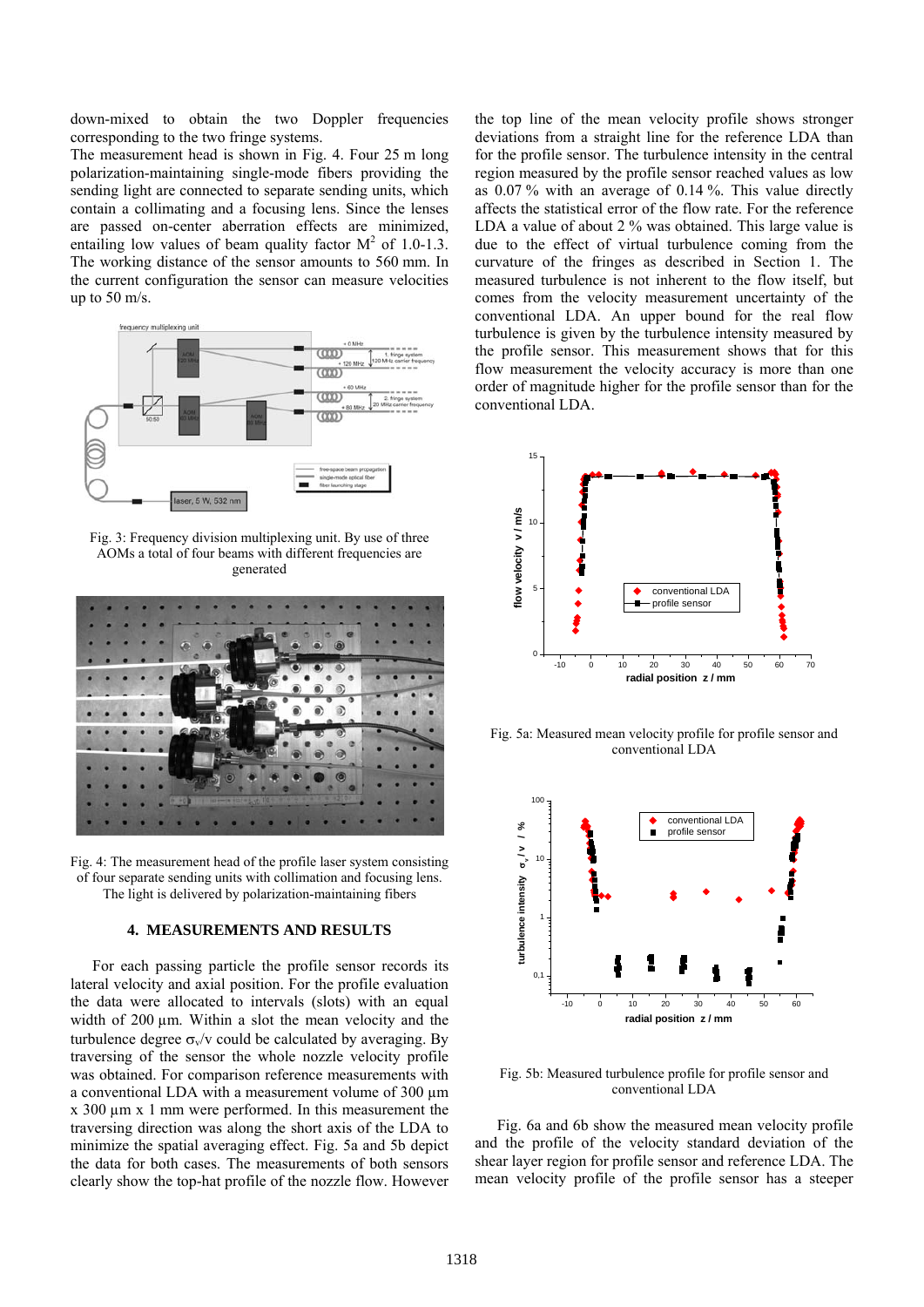down-mixed to obtain the two Doppler frequencies corresponding to the two fringe systems.

The measurement head is shown in Fig. 4. Four 25 m long polarization-maintaining single-mode fibers providing the sending light are connected to separate sending units, which contain a collimating and a focusing lens. Since the lenses are passed on-center aberration effects are minimized, entailing low values of beam quality factor $M^2$ of 1.0-1.3. The working distance of the sensor amounts to 560 mm. In the current configuration the sensor can measure velocities up to 50 m/s.

Fig. 3: Frequency division multiplexing unit. By use of three AOMs a total of four beams with different frequencies are generated

Fig. 4: The measurement head of the profile laser system consisting of four separate sending units with collimation and focusing lens. The light is delivered by polarization-maintaining fibers

## 4. MEASUREMENTS AND RESULTS

For each passing particle the profile sensor records its lateral velocity and axial position. For the profile evaluation the data were allocated to intervals (slots) with an equal width of 200 µm. Within a slot the mean velocity and the turbulence degree $\sigma_v/v$ could be calculated by averaging. By traversing of the sensor the whole nozzle velocity profile was obtained. For comparison reference measurements with a conventional LDA with a measurement volume of 300 µm x 300 µm x 1 mm were performed. In this measurement the traversing direction was along the short axis of the LDA to minimize the spatial averaging effect. Fig. 5a and 5b depict the data for both cases. The measurements of both sensors clearly show the top-hat profile of the nozzle flow. However the top line of the mean velocity profile shows stronger deviations from a straight line for the reference LDA than for the profile sensor. The turbulence intensity in the central region measured by the profile sensor reached values as low as 0.07 % with an average of 0.14 %. This value directly affects the statistical error of the flow rate. For the reference LDA a value of about 2 % was obtained. This large value is due to the effect of virtual turbulence coming from the curvature of the fringes as described in Section 1. The measured turbulence is not inherent to the flow itself, but comes from the velocity measurement uncertainty of the conventional LDA. An upper bound for the real flow turbulence is given by the turbulence intensity measured by the profile sensor. This measurement shows that for this flow measurement the velocity accuracy is more than one order of magnitude higher for the profile sensor than for the conventional LDA.

Fig. 5a: Measured mean velocity profile for profile sensor and conventional LDA

Fig. 5b: Measured turbulence profile for profile sensor and conventional LDA

Fig. 6a and 6b show the measured mean velocity profile and the profile of the velocity standard deviation of the shear layer region for profile sensor and reference LDA. The mean velocity profile of the profile sensor has a steeper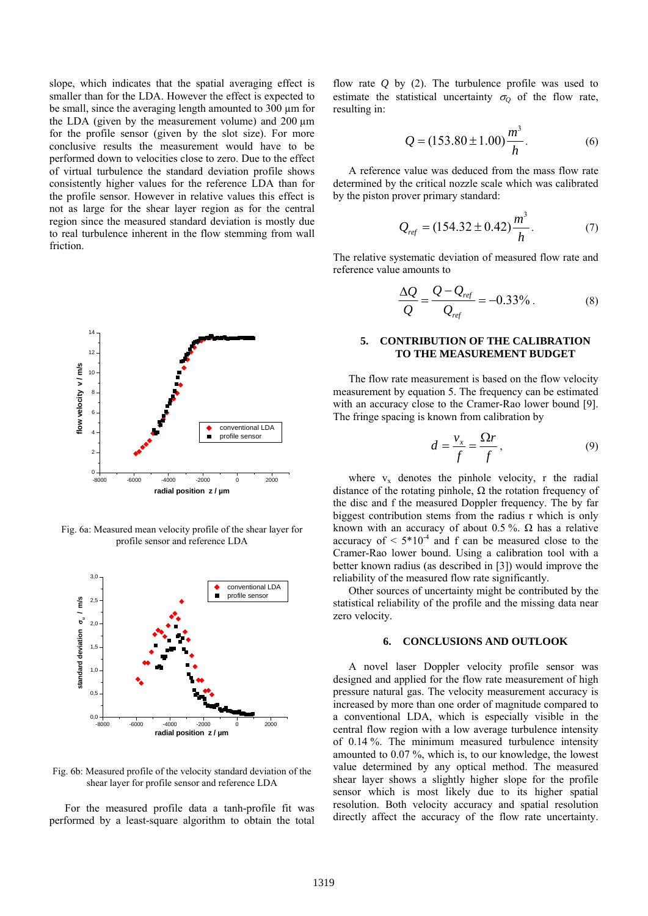slope, which indicates that the spatial averaging effect is smaller than for the LDA. However the effect is expected to be small, since the averaging length amounted to 300 µm for the LDA (given by the measurement volume) and 200 µm for the profile sensor (given by the slot size). For more conclusive results the measurement would have to be performed down to velocities close to zero. Due to the effect of virtual turbulence the standard deviation profile shows consistently higher values for the reference LDA than for the profile sensor. However in relative values this effect is not as large for the shear layer region as for the central region since the measured standard deviation is mostly due to real turbulence inherent in the flow stemming from wall friction.

Fig. 6a: Measured mean velocity profile of the shear layer for profile sensor and reference LDA

Fig. 6b: Measured profile of the velocity standard deviation of the shear layer for profile sensor and reference LDA

For the measured profile data a tanh-profile fit was performed by a least-square algorithm to obtain the total flow rate $Q$ by (2). The turbulence profile was used to estimate the statistical uncertainty $\sigma_Q$ of the flow rate, resulting in:

$$Q = (153.80 \pm 1.00)\frac{m^3}{h}. \tag{6}$$

A reference value was deduced from the mass flow rate determined by the critical nozzle scale which was calibrated by the piston prover primary standard:

$$Q_{ref} = (154.32 \pm 0.42)\frac{m^3}{h}. \tag{7}$$

The relative systematic deviation of measured flow rate and reference value amounts to

$$\frac{\Delta Q}{Q} = \frac{Q - Q_{ref}}{Q_{ref}} = -0.33\,\%. \tag{8}$$

## 5. CONTRIBUTION OF THE CALIBRATION TO THE MEASUREMENT BUDGET

The flow rate measurement is based on the flow velocity measurement by equation 5. The frequency can be estimated with an accuracy close to the Cramer-Rao lower bound [9]. The fringe spacing is known from calibration by

$$d = \frac{v_x}{f} = \frac{\Omega r}{f}, \tag{9}$$

where $v_x$ denotes the pinhole velocity, r the radial distance of the rotating pinhole, Ω the rotation frequency of the disc and f the measured Doppler frequency. The by far biggest contribution stems from the radius r which is only known with an accuracy of about 0.5 %. Ω has a relative accuracy of < $5 \cdot 10^{-4}$ and f can be measured close to the Cramer-Rao lower bound. Using a calibration tool with a better known radius (as described in [3]) would improve the reliability of the measured flow rate significantly.

Other sources of uncertainty might be contributed by the statistical reliability of the profile and the missing data near zero velocity.

## 6. CONCLUSIONS AND OUTLOOK

A novel laser Doppler velocity profile sensor was designed and applied for the flow rate measurement of high pressure natural gas. The velocity measurement accuracy is increased by more than one order of magnitude compared to a conventional LDA, which is especially visible in the central flow region with a low average turbulence intensity of 0.14 %. The minimum measured turbulence intensity amounted to 0.07 %, which is, to our knowledge, the lowest value determined by any optical method. The measured shear layer shows a slightly higher slope for the profile sensor which is most likely due to its higher spatial resolution. Both velocity accuracy and spatial resolution directly affect the accuracy of the flow rate uncertainty.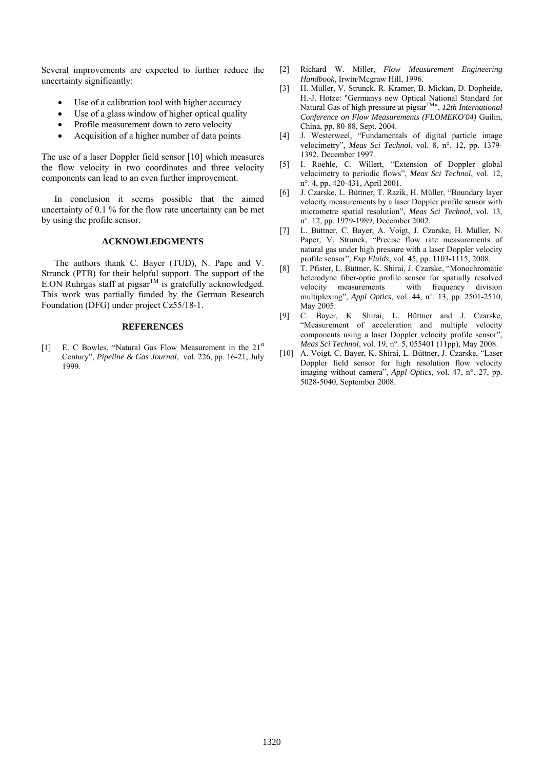Several improvements are expected to further reduce the uncertainty significantly:

- Use of a calibration tool with higher accuracy
- Use of a glass window of higher optical quality
- Profile measurement down to zero velocity
- Acquisition of a higher number of data points

The use of a laser Doppler field sensor [10] which measures the flow velocity in two coordinates and three velocity components can lead to an even further improvement.

In conclusion it seems possible that the aimed uncertainty of 0.1 % for the flow rate uncertainty can be met by using the profile sensor.

## ACKNOWLEDGMENTS

The authors thank C. Bayer (TUD), N. Pape and V. Strunck (PTB) for their helpful support. The support of the E.ON Ruhrgas staff at pigsar™ is gratefully acknowledged. This work was partially funded by the German Research Foundation (DFG) under project Cz55/18-1.

## REFERENCES

[1] E. C Bowles, "Natural Gas Flow Measurement in the 21st Century", *Pipeline & Gas Journal*, vol. 226, pp. 16-21, July 1999.

[2] Richard W. Miller, *Flow Measurement Engineering Handbook*, Irwin/Mcgraw Hill, 1996.

[3] H. Müller, V. Strunck, R. Kramer, B. Mickan, D. Dopheide, H.-J. Hotze: "Germanys new Optical National Standard for Natural Gas of high pressure at pigsar™", *12th International Conference on Flow Measurements (FLOMEKO'04)* Guilin, China, pp. 80-88, Sept. 2004.

[4] J. Westerweel, "Fundamentals of digital particle image velocimetry", *Meas Sci Technol*, vol. 8, n°. 12, pp. 1379-1392, December 1997.

[5] I. Roehle, C. Willert, "Extension of Doppler global velocimetry to periodic flows", *Meas Sci Technol*, vol. 12, n°. 4, pp. 420-431, April 2001.

[6] J. Czarske, L. Büttner, T. Razik, H. Müller, "Boundary layer velocity measurements by a laser Doppler profile sensor with micrometre spatial resolution", *Meas Sci Technol*, vol. 13, n°. 12, pp. 1979-1989, December 2002.

[7] L. Büttner, C. Bayer, A. Voigt, J. Czarske, H. Müller, N. Paper, V. Strunck, "Precise flow rate measurements of natural gas under high pressure with a laser Doppler velocity profile sensor", *Exp Fluids*, vol. 45, pp. 1103-1115, 2008.

[8] T. Pfister, L. Büttner, K. Shirai, J. Czarske, "Monochromatic heterodyne fiber-optic profile sensor for spatially resolved velocity measurements with frequency division multiplexing", *Appl Optics*, vol. 44, n°. 13, pp. 2501-2510, May 2005.

[9] C. Bayer, K. Shirai, L. Büttner and J. Czarske, "Measurement of acceleration and multiple velocity components using a laser Doppler velocity profile sensor", *Meas Sci Technol*, vol. 19, n°. 5, 055401 (11pp), May 2008.

[10] A. Voigt, C. Bayer, K. Shirai, L. Büttner, J. Czarske, "Laser Doppler field sensor for high resolution flow velocity imaging without camera", *Appl Optics*, vol. 47, n°. 27, pp. 5028-5040, September 2008.